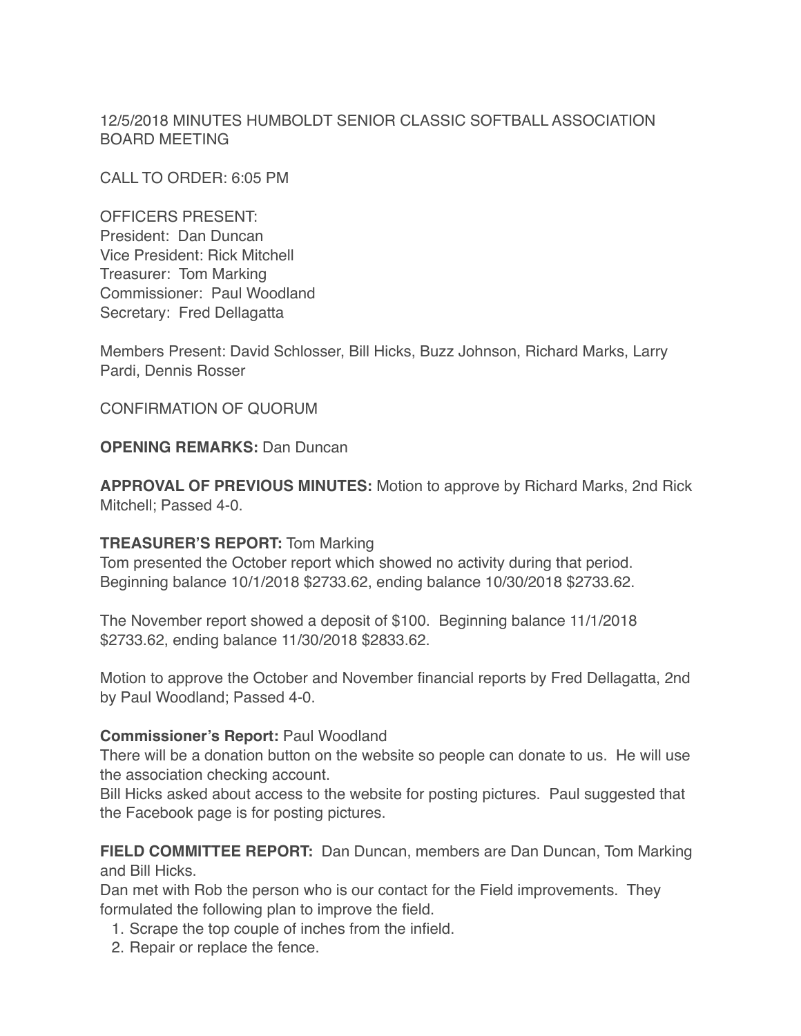12/5/2018 MINUTES HUMBOLDT SENIOR CLASSIC SOFTBALL ASSOCIATION BOARD MEETING

CALL TO ORDER: 6:05 PM

OFFICERS PRESENT:
President: Dan Duncan
Vice President: Rick Mitchell
Treasurer: Tom Marking
Commissioner: Paul Woodland
Secretary: Fred Dellagatta

Members Present: David Schlosser, Bill Hicks, Buzz Johnson, Richard Marks, Larry Pardi, Dennis Rosser

CONFIRMATION OF QUORUM

**OPENING REMARKS:** Dan Duncan

**APPROVAL OF PREVIOUS MINUTES:** Motion to approve by Richard Marks, 2nd Rick Mitchell; Passed 4-0.

**TREASURER'S REPORT:** Tom Marking
Tom presented the October report which showed no activity during that period. Beginning balance 10/1/2018 $2733.62, ending balance 10/30/2018 $2733.62.

The November report showed a deposit of $100. Beginning balance 11/1/2018 $2733.62, ending balance 11/30/2018 $2833.62.

Motion to approve the October and November financial reports by Fred Dellagatta, 2nd by Paul Woodland; Passed 4-0.

**Commissioner's Report:** Paul Woodland
There will be a donation button on the website so people can donate to us. He will use the association checking account.
Bill Hicks asked about access to the website for posting pictures. Paul suggested that the Facebook page is for posting pictures.

**FIELD COMMITTEE REPORT:** Dan Duncan, members are Dan Duncan, Tom Marking and Bill Hicks.
Dan met with Rob the person who is our contact for the Field improvements. They formulated the following plan to improve the field.

1. Scrape the top couple of inches from the infield.
2. Repair or replace the fence.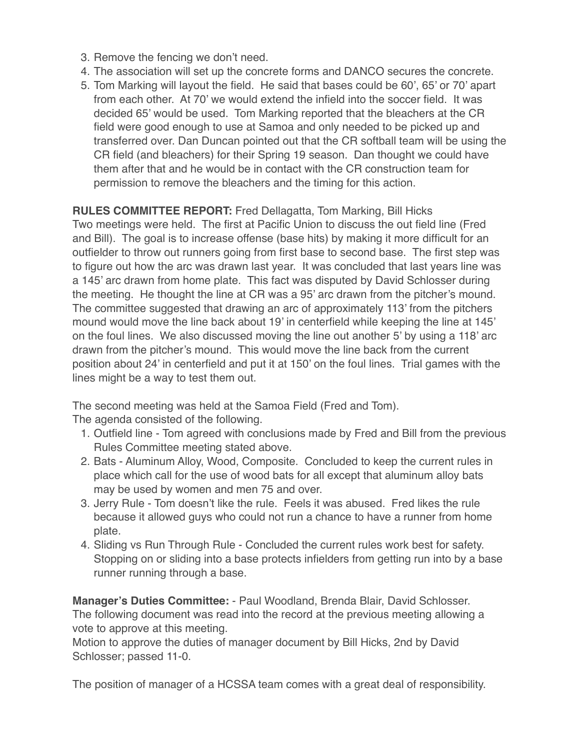3. Remove the fencing we don't need.
4. The association will set up the concrete forms and DANCO secures the concrete.
5. Tom Marking will layout the field. He said that bases could be 60', 65' or 70' apart from each other. At 70' we would extend the infield into the soccer field. It was decided 65' would be used. Tom Marking reported that the bleachers at the CR field were good enough to use at Samoa and only needed to be picked up and transferred over. Dan Duncan pointed out that the CR softball team will be using the CR field (and bleachers) for their Spring 19 season. Dan thought we could have them after that and he would be in contact with the CR construction team for permission to remove the bleachers and the timing for this action.

**RULES COMMITTEE REPORT:** Fred Dellagatta, Tom Marking, Bill Hicks
Two meetings were held. The first at Pacific Union to discuss the out field line (Fred and Bill). The goal is to increase offense (base hits) by making it more difficult for an outfielder to throw out runners going from first base to second base. The first step was to figure out how the arc was drawn last year. It was concluded that last years line was a 145' arc drawn from home plate. This fact was disputed by David Schlosser during the meeting. He thought the line at CR was a 95' arc drawn from the pitcher's mound. The committee suggested that drawing an arc of approximately 113' from the pitchers mound would move the line back about 19' in centerfield while keeping the line at 145' on the foul lines. We also discussed moving the line out another 5' by using a 118' arc drawn from the pitcher's mound. This would move the line back from the current position about 24' in centerfield and put it at 150' on the foul lines. Trial games with the lines might be a way to test them out.

The second meeting was held at the Samoa Field (Fred and Tom).
The agenda consisted of the following.

1. Outfield line - Tom agreed with conclusions made by Fred and Bill from the previous Rules Committee meeting stated above.
2. Bats - Aluminum Alloy, Wood, Composite. Concluded to keep the current rules in place which call for the use of wood bats for all except that aluminum alloy bats may be used by women and men 75 and over.
3. Jerry Rule - Tom doesn't like the rule. Feels it was abused. Fred likes the rule because it allowed guys who could not run a chance to have a runner from home plate.
4. Sliding vs Run Through Rule - Concluded the current rules work best for safety. Stopping on or sliding into a base protects infielders from getting run into by a base runner running through a base.

**Manager's Duties Committee:** - Paul Woodland, Brenda Blair, David Schlosser.
The following document was read into the record at the previous meeting allowing a vote to approve at this meeting.
Motion to approve the duties of manager document by Bill Hicks, 2nd by David Schlosser; passed 11-0.

The position of manager of a HCSSA team comes with a great deal of responsibility.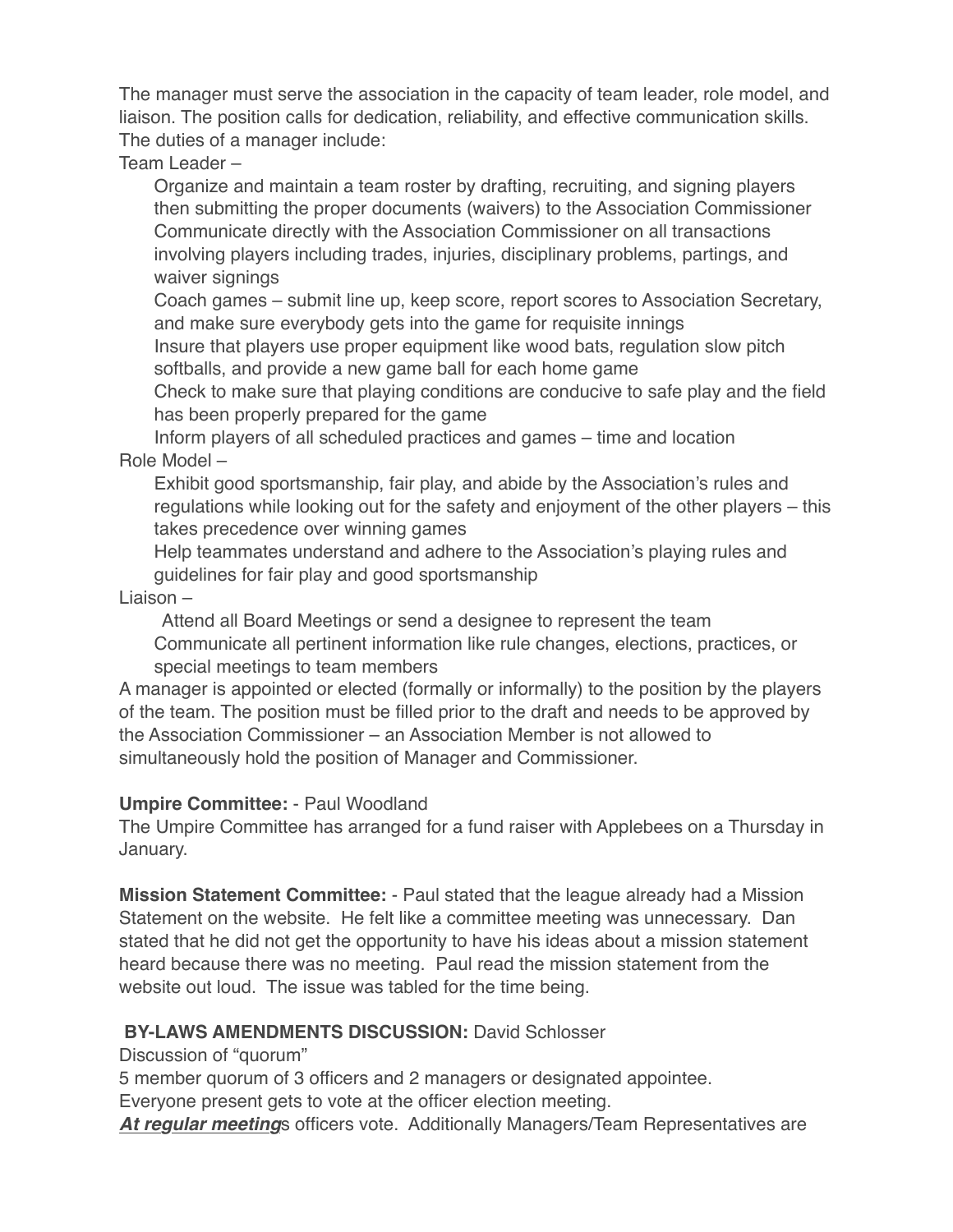The manager must serve the association in the capacity of team leader, role model, and liaison. The position calls for dedication, reliability, and effective communication skills. The duties of a manager include:

Team Leader –

- Organize and maintain a team roster by drafting, recruiting, and signing players then submitting the proper documents (waivers) to the Association Commissioner
- Communicate directly with the Association Commissioner on all transactions involving players including trades, injuries, disciplinary problems, partings, and waiver signings
- Coach games – submit line up, keep score, report scores to Association Secretary, and make sure everybody gets into the game for requisite innings
- Insure that players use proper equipment like wood bats, regulation slow pitch softballs, and provide a new game ball for each home game
- Check to make sure that playing conditions are conducive to safe play and the field has been properly prepared for the game
- Inform players of all scheduled practices and games – time and location

Role Model –

- Exhibit good sportsmanship, fair play, and abide by the Association's rules and regulations while looking out for the safety and enjoyment of the other players – this takes precedence over winning games
- Help teammates understand and adhere to the Association's playing rules and guidelines for fair play and good sportsmanship

Liaison –

- Attend all Board Meetings or send a designee to represent the team
- Communicate all pertinent information like rule changes, elections, practices, or special meetings to team members

A manager is appointed or elected (formally or informally) to the position by the players of the team. The position must be filled prior to the draft and needs to be approved by the Association Commissioner – an Association Member is not allowed to simultaneously hold the position of Manager and Commissioner.

**Umpire Committee:** - Paul Woodland

The Umpire Committee has arranged for a fund raiser with Applebees on a Thursday in January.

**Mission Statement Committee:** - Paul stated that the league already had a Mission Statement on the website. He felt like a committee meeting was unnecessary. Dan stated that he did not get the opportunity to have his ideas about a mission statement heard because there was no meeting. Paul read the mission statement from the website out loud. The issue was tabled for the time being.

**BY-LAWS AMENDMENTS DISCUSSION:** David Schlosser

Discussion of "quorum"

5 member quorum of 3 officers and 2 managers or designated appointee.

Everyone present gets to vote at the officer election meeting.

***<u>At regular meeting</u>***s officers vote. Additionally Managers/Team Representatives are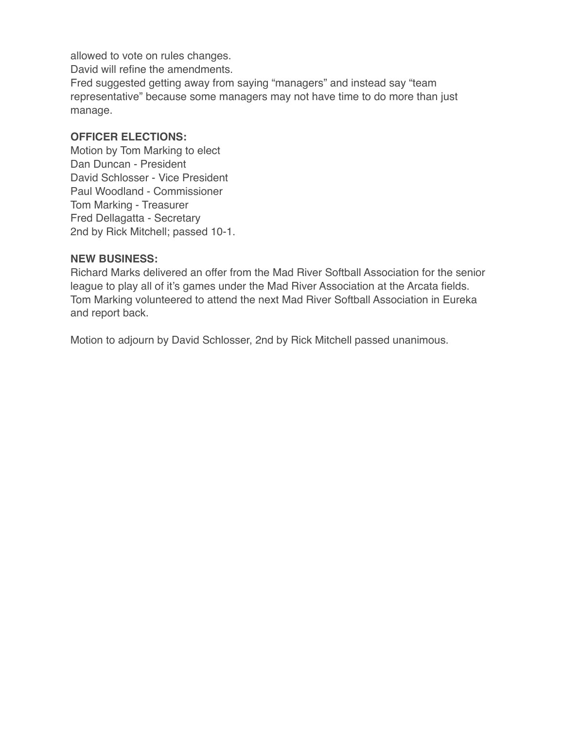allowed to vote on rules changes.
David will refine the amendments.
Fred suggested getting away from saying “managers” and instead say “team representative” because some managers may not have time to do more than just manage.

**OFFICER ELECTIONS:**
Motion by Tom Marking to elect
Dan Duncan - President
David Schlosser - Vice President
Paul Woodland - Commissioner
Tom Marking - Treasurer
Fred Dellagatta - Secretary
2nd by Rick Mitchell; passed 10-1.

**NEW BUSINESS:**
Richard Marks delivered an offer from the Mad River Softball Association for the senior league to play all of it’s games under the Mad River Association at the Arcata fields.
Tom Marking volunteered to attend the next Mad River Softball Association in Eureka and report back.

Motion to adjourn by David Schlosser, 2nd by Rick Mitchell passed unanimous.